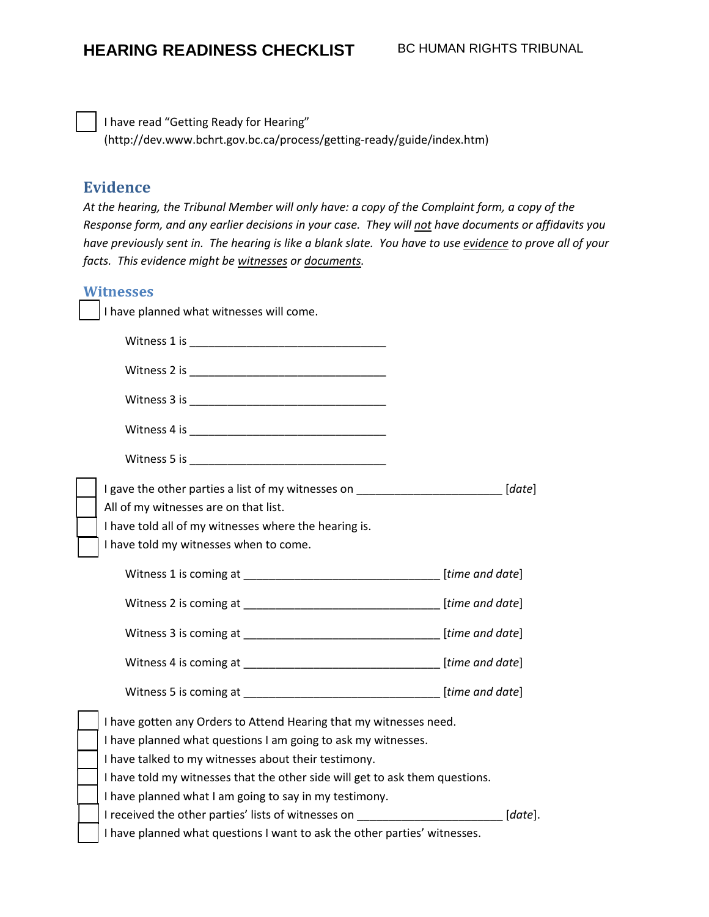# HEARING READINESS CHECKLIST

BC HUMAN RIGHTS TRIBUNAL

- [ ] I have read "Getting Ready for Hearing" (http://dev.www.bchrt.gov.bc.ca/process/getting-ready/guide/index.htm)

## Evidence

*At the hearing, the Tribunal Member will only have: a copy of the Complaint form, a copy of the Response form, and any earlier decisions in your case. They will not have documents or affidavits you have previously sent in. The hearing is like a blank slate. You have to use evidence to prove all of your facts. This evidence might be witnesses or documents.*

## Witnesses

- [ ] I have planned what witnesses will come.

  Witness 1 is ________________________________

  Witness 2 is ________________________________

  Witness 3 is ________________________________

  Witness 4 is ________________________________

  Witness 5 is ________________________________

- [ ] I gave the other parties a list of my witnesses on _______________________ [*date*]
- [ ] All of my witnesses are on that list.
- [ ] I have told all of my witnesses where the hearing is.
- [ ] I have told my witnesses when to come.

  Witness 1 is coming at _______________________________ [*time and date*]

  Witness 2 is coming at _______________________________ [*time and date*]

  Witness 3 is coming at _______________________________ [*time and date*]

  Witness 4 is coming at _______________________________ [*time and date*]

  Witness 5 is coming at _______________________________ [*time and date*]

- [ ] I have gotten any Orders to Attend Hearing that my witnesses need.
- [ ] I have planned what questions I am going to ask my witnesses.
- [ ] I have talked to my witnesses about their testimony.
- [ ] I have told my witnesses that the other side will get to ask them questions.
- [ ] I have planned what I am going to say in my testimony.
- [ ] I received the other parties' lists of witnesses on _______________________ [*date*].
- [ ] I have planned what questions I want to ask the other parties' witnesses.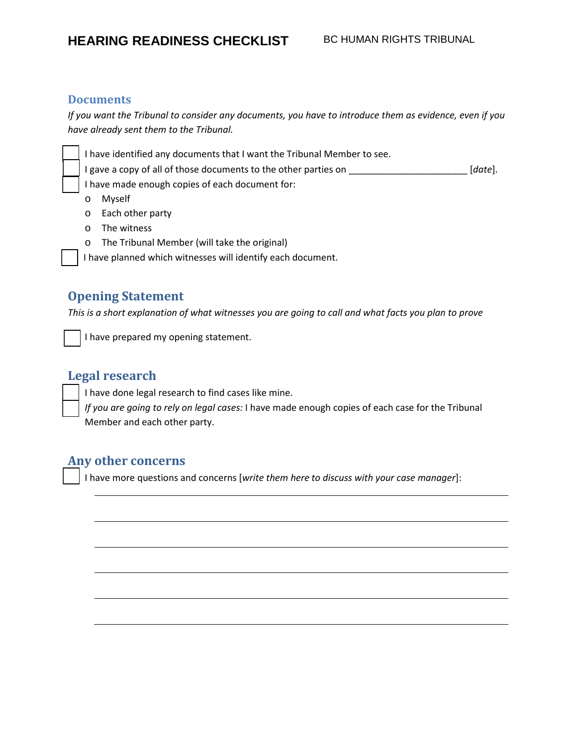## Documents

*If you want the Tribunal to consider any documents, you have to introduce them as evidence, even if you have already sent them to the Tribunal.*

- [ ] I have identified any documents that I want the Tribunal Member to see.
- [ ] I gave a copy of all of those documents to the other parties on ________________________ [*date*].
- [ ] I have made enough copies of each document for:
  - Myself
  - Each other party
  - The witness
  - The Tribunal Member (will take the original)
- [ ] I have planned which witnesses will identify each document.

## Opening Statement

*This is a short explanation of what witnesses you are going to call and what facts you plan to prove*

- [ ] I have prepared my opening statement.

## Legal research

- [ ] I have done legal research to find cases like mine.
- [ ] *If you are going to rely on legal cases:* I have made enough copies of each case for the Tribunal Member and each other party.

## Any other concerns

- [ ] I have more questions and concerns [*write them here to discuss with your case manager*]:

______________________________________________________________

______________________________________________________________

______________________________________________________________

______________________________________________________________

______________________________________________________________

______________________________________________________________